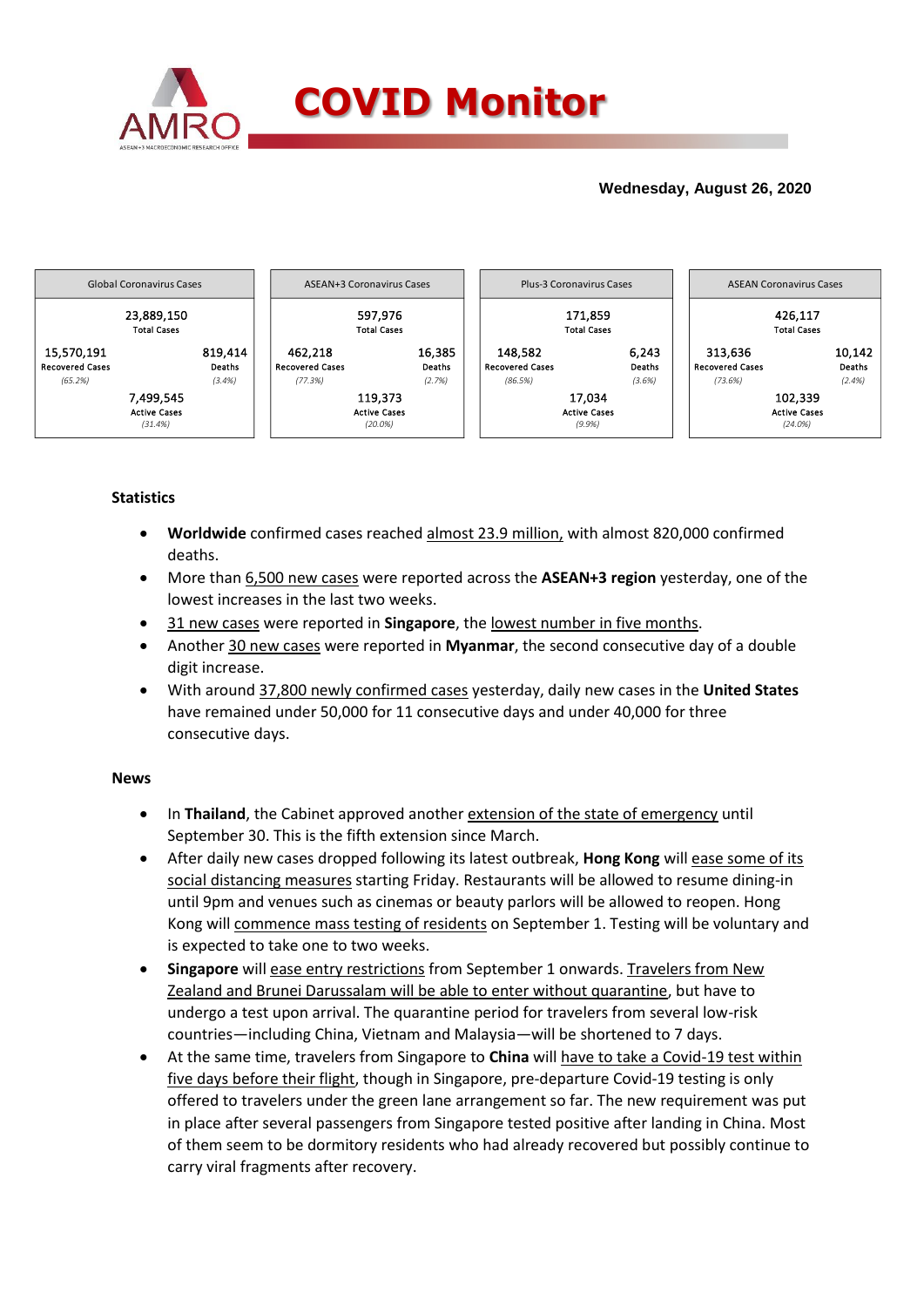# COVID Monitor

**Wednesday, August 26, 2020**

| Global Coronavirus Cases | | |
|---|---|---|
| | 23,889,150 Total Cases | |
| 15,570,191 Recovered Cases (65.2%) | | 819,414 Deaths (3.4%) |
| | 7,499,545 Active Cases (31.4%) | |

| ASEAN+3 Coronavirus Cases | | |
|---|---|---|
| | 597,976 Total Cases | |
| 462,218 Recovered Cases (77.3%) | | 16,385 Deaths (2.7%) |
| | 119,373 Active Cases (20.0%) | |

| Plus-3 Coronavirus Cases | | |
|---|---|---|
| | 171,859 Total Cases | |
| 148,582 Recovered Cases (86.5%) | | 6,243 Deaths (3.6%) |
| | 17,034 Active Cases (9.9%) | |

| ASEAN Coronavirus Cases | | |
|---|---|---|
| | 426,117 Total Cases | |
| 313,636 Recovered Cases (73.6%) | | 10,142 Deaths (2.4%) |
| | 102,339 Active Cases (24.0%) | |

## Statistics

- **Worldwide** confirmed cases reached almost 23.9 million, with almost 820,000 confirmed deaths.
- More than 6,500 new cases were reported across the **ASEAN+3 region** yesterday, one of the lowest increases in the last two weeks.
- 31 new cases were reported in **Singapore**, the lowest number in five months.
- Another 30 new cases were reported in **Myanmar**, the second consecutive day of a double digit increase.
- With around 37,800 newly confirmed cases yesterday, daily new cases in the **United States** have remained under 50,000 for 11 consecutive days and under 40,000 for three consecutive days.

## News

- In **Thailand**, the Cabinet approved another extension of the state of emergency until September 30. This is the fifth extension since March.
- After daily new cases dropped following its latest outbreak, **Hong Kong** will ease some of its social distancing measures starting Friday. Restaurants will be allowed to resume dining-in until 9pm and venues such as cinemas or beauty parlors will be allowed to reopen. Hong Kong will commence mass testing of residents on September 1. Testing will be voluntary and is expected to take one to two weeks.
- **Singapore** will ease entry restrictions from September 1 onwards. Travelers from New Zealand and Brunei Darussalam will be able to enter without quarantine, but have to undergo a test upon arrival. The quarantine period for travelers from several low-risk countries—including China, Vietnam and Malaysia—will be shortened to 7 days.
- At the same time, travelers from Singapore to **China** will have to take a Covid-19 test within five days before their flight, though in Singapore, pre-departure Covid-19 testing is only offered to travelers under the green lane arrangement so far. The new requirement was put in place after several passengers from Singapore tested positive after landing in China. Most of them seem to be dormitory residents who had already recovered but possibly continue to carry viral fragments after recovery.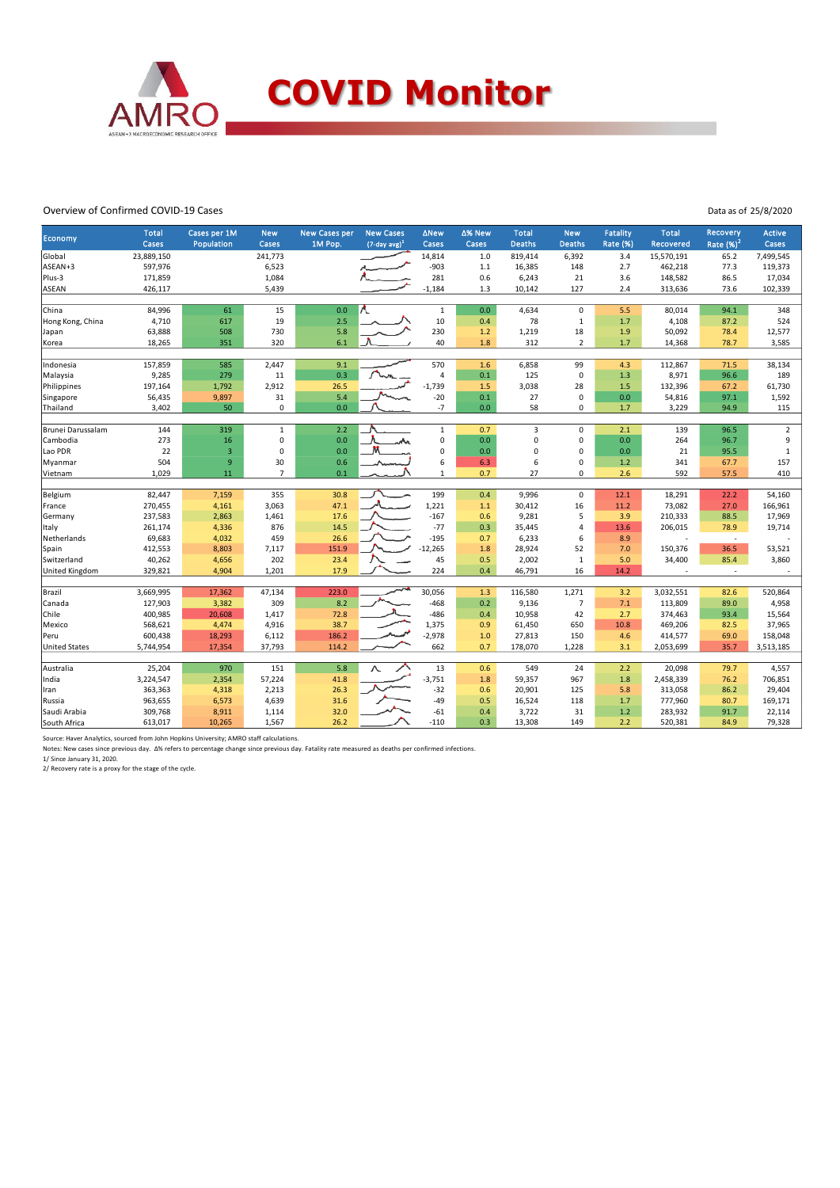# COVID Monitor

Overview of Confirmed COVID-19 Cases

Data as of 25/8/2020

| Economy | Total Cases | Cases per 1M Population | New Cases | New Cases per 1M Pop. | New Cases (7-day avg)[1] | ΔNew Cases | Δ% New Cases | Total Deaths | New Deaths | Fatality Rate (%) | Total Recovered | Recovery Rate (%)[2] | Active Cases |
|---|---|---|---|---|---|---|---|---|---|---|---|---|---|
| Global | 23,889,150 | | 241,773 | | | 14,814 | 1.0 | 819,414 | 6,392 | 3.4 | 15,570,191 | 65.2 | 7,499,545 |
| ASEAN+3 | 597,976 | | 6,523 | | | -903 | 1.1 | 16,385 | 148 | 2.7 | 462,218 | 77.3 | 119,373 |
| Plus-3 | 171,859 | | 1,084 | | | 281 | 0.6 | 6,243 | 21 | 3.6 | 148,582 | 86.5 | 17,034 |
| ASEAN | 426,117 | | 5,439 | | | -1,184 | 1.3 | 10,142 | 127 | 2.4 | 313,636 | 73.6 | 102,339 |
| | | | | | | | | | | | | | |
| China | 84,996 | 61 | 15 | 0.0 | | 1 | 0.0 | 4,634 | 0 | 5.5 | 80,014 | 94.1 | 348 |
| Hong Kong, China | 4,710 | 617 | 19 | 2.5 | | 10 | 0.4 | 78 | 1 | 1.7 | 4,108 | 87.2 | 524 |
| Japan | 63,888 | 508 | 730 | 5.8 | | 230 | 1.2 | 1,219 | 18 | 1.9 | 50,092 | 78.4 | 12,577 |
| Korea | 18,265 | 351 | 320 | 6.1 | | 40 | 1.8 | 312 | 2 | 1.7 | 14,368 | 78.7 | 3,585 |
| | | | | | | | | | | | | | |
| Indonesia | 157,859 | 585 | 2,447 | 9.1 | | 570 | 1.6 | 6,858 | 99 | 4.3 | 112,867 | 71.5 | 38,134 |
| Malaysia | 9,285 | 279 | 11 | 0.3 | | 4 | 0.1 | 125 | 0 | 1.3 | 8,971 | 96.6 | 189 |
| Philippines | 197,164 | 1,792 | 2,912 | 26.5 | | -1,739 | 1.5 | 3,038 | 28 | 1.5 | 132,396 | 67.2 | 61,730 |
| Singapore | 56,435 | 9,897 | 31 | 5.4 | | -20 | 0.1 | 27 | 0 | 0.0 | 54,816 | 97.1 | 1,592 |
| Thailand | 3,402 | 50 | 0 | 0.0 | | -7 | 0.0 | 58 | 0 | 1.7 | 3,229 | 94.9 | 115 |
| | | | | | | | | | | | | | |
| Brunei Darussalam | 144 | 319 | 1 | 2.2 | | 1 | 0.7 | 3 | 0 | 2.1 | 139 | 96.5 | 2 |
| Cambodia | 273 | 16 | 0 | 0.0 | | 0 | 0.0 | 0 | 0 | 0.0 | 264 | 96.7 | 9 |
| Lao PDR | 22 | 3 | 0 | 0.0 | | 0 | 0.0 | 0 | 0 | 0.0 | 21 | 95.5 | 1 |
| Myanmar | 504 | 9 | 30 | 0.6 | | 6 | 6.3 | 6 | 0 | 1.2 | 341 | 67.7 | 157 |
| Vietnam | 1,029 | 11 | 7 | 0.1 | | 1 | 0.7 | 27 | 0 | 2.6 | 592 | 57.5 | 410 |
| | | | | | | | | | | | | | |
| Belgium | 82,447 | 7,159 | 355 | 30.8 | | 199 | 0.4 | 9,996 | 0 | 12.1 | 18,291 | 22.2 | 54,160 |
| France | 270,455 | 4,161 | 3,063 | 47.1 | | 1,221 | 1.1 | 30,412 | 16 | 11.2 | 73,082 | 27.0 | 166,961 |
| Germany | 237,583 | 2,863 | 1,461 | 17.6 | | -167 | 0.6 | 9,281 | 5 | 3.9 | 210,333 | 88.5 | 17,969 |
| Italy | 261,174 | 4,336 | 876 | 14.5 | | -77 | 0.3 | 35,445 | 4 | 13.6 | 206,015 | 78.9 | 19,714 |
| Netherlands | 69,683 | 4,032 | 459 | 26.6 | | -195 | 0.7 | 6,233 | 6 | 8.9 | - | - | - |
| Spain | 412,553 | 8,803 | 7,117 | 151.9 | | -12,265 | 1.8 | 28,924 | 52 | 7.0 | 150,376 | 36.5 | 53,521 |
| Switzerland | 40,262 | 4,656 | 202 | 23.4 | | 45 | 0.5 | 2,002 | 1 | 5.0 | 34,400 | 85.4 | 3,860 |
| United Kingdom | 329,821 | 4,904 | 1,201 | 17.9 | | 224 | 0.4 | 46,791 | 16 | 14.2 | - | - | - |
| | | | | | | | | | | | | | |
| Brazil | 3,669,995 | 17,362 | 47,134 | 223.0 | | 30,056 | 1.3 | 116,580 | 1,271 | 3.2 | 3,032,551 | 82.6 | 520,864 |
| Canada | 127,903 | 3,382 | 309 | 8.2 | | -468 | 0.2 | 9,136 | 7 | 7.1 | 113,809 | 89.0 | 4,958 |
| Chile | 400,985 | 20,608 | 1,417 | 72.8 | | -486 | 0.4 | 10,958 | 42 | 2.7 | 374,463 | 93.4 | 15,564 |
| Mexico | 568,621 | 4,474 | 4,916 | 38.7 | | 1,375 | 0.9 | 61,450 | 650 | 10.8 | 469,206 | 82.5 | 37,965 |
| Peru | 600,438 | 18,293 | 6,112 | 186.2 | | -2,978 | 1.0 | 27,813 | 150 | 4.6 | 414,577 | 69.0 | 158,048 |
| United States | 5,744,954 | 17,354 | 37,793 | 114.2 | | 662 | 0.7 | 178,070 | 1,228 | 3.1 | 2,053,699 | 35.7 | 3,513,185 |
| | | | | | | | | | | | | | |
| Australia | 25,204 | 970 | 151 | 5.8 | | 13 | 0.6 | 549 | 24 | 2.2 | 20,098 | 79.7 | 4,557 |
| India | 3,224,547 | 2,354 | 57,224 | 41.8 | | -3,751 | 1.8 | 59,357 | 967 | 1.8 | 2,458,339 | 76.2 | 706,851 |
| Iran | 363,363 | 4,318 | 2,213 | 26.3 | | -32 | 0.6 | 20,901 | 125 | 5.8 | 313,058 | 86.2 | 29,404 |
| Russia | 963,655 | 6,573 | 4,639 | 31.6 | | -49 | 0.5 | 16,524 | 118 | 1.7 | 777,960 | 80.7 | 169,171 |
| Saudi Arabia | 309,768 | 8,911 | 1,114 | 32.0 | | -61 | 0.4 | 3,722 | 31 | 1.2 | 283,932 | 91.7 | 22,114 |
| South Africa | 613,017 | 10,265 | 1,567 | 26.2 | | -110 | 0.3 | 13,308 | 149 | 2.2 | 520,381 | 84.9 | 79,328 |

Source: Haver Analytics, sourced from John Hopkins University; AMRO staff calculations.

Notes: New cases since previous day. Δ% refers to percentage change since previous day. Fatality rate measured as deaths per confirmed infections.

1/ Since January 31, 2020.

2/ Recovery rate is a proxy for the stage of the cycle.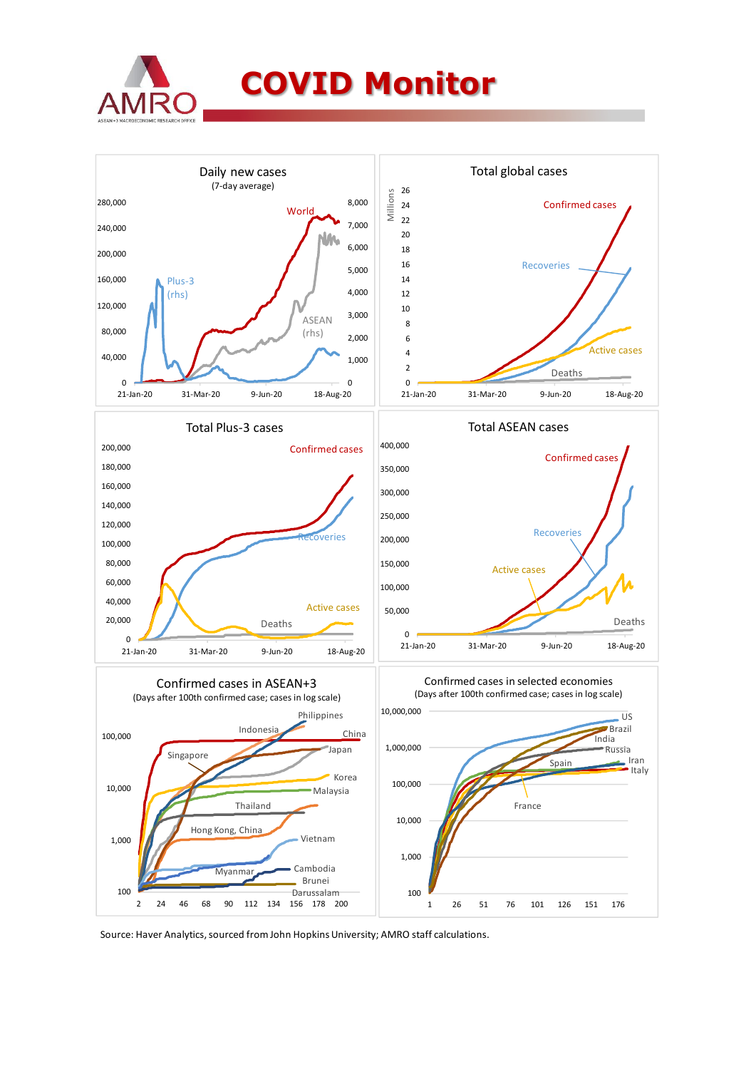# COVID Monitor

AMRO
ASEAN+3 MACROECONOMIC RESEARCH OFFICE

## Daily new cases
(7-day average)

280,000
240,000
200,000
160,000
120,000
80,000
40,000
0

8,000
7,000
6,000
5,000
4,000
3,000
2,000
1,000
0

World
Plus-3 (rhs)
ASEAN (rhs)

21-Jan-20 31-Mar-20 9-Jun-20 18-Aug-20

## Total global cases

Millions
26 24 22 20 18 16 14 12 10 8 6 4 2 0

Confirmed cases
Recoveries
Active cases
Deaths

21-Jan-20 31-Mar-20 9-Jun-20 18-Aug-20

## Total Plus-3 cases

200,000
180,000
160,000
140,000
120,000
100,000
80,000
60,000
40,000
20,000
0

Confirmed cases
Recoveries
Active cases
Deaths

21-Jan-20 31-Mar-20 9-Jun-20 18-Aug-20

## Total ASEAN cases

400,000
350,000
300,000
250,000
200,000
150,000
100,000
50,000
0

Confirmed cases
Recoveries
Active cases
Deaths

21-Jan-20 31-Mar-20 9-Jun-20 18-Aug-20

## Confirmed cases in ASEAN+3
(Days after 100th confirmed case; cases in log scale)

100,000
10,000
1,000
100

Philippines
Indonesia
China
Singapore
Japan
Korea
Malaysia
Thailand
Hong Kong, China
Vietnam
Myanmar
Cambodia
Brunei Darussalam

2 24 46 68 90 112 134 156 178 200

## Confirmed cases in selected economies
(Days after 100th confirmed case; cases in log scale)

10,000,000
1,000,000
100,000
10,000
1,000
100

US
Brazil
India
Russia
Spain
Iran
Italy
France

1 26 51 76 101 126 151 176

Source: Haver Analytics, sourced from John Hopkins University; AMRO staff calculations.